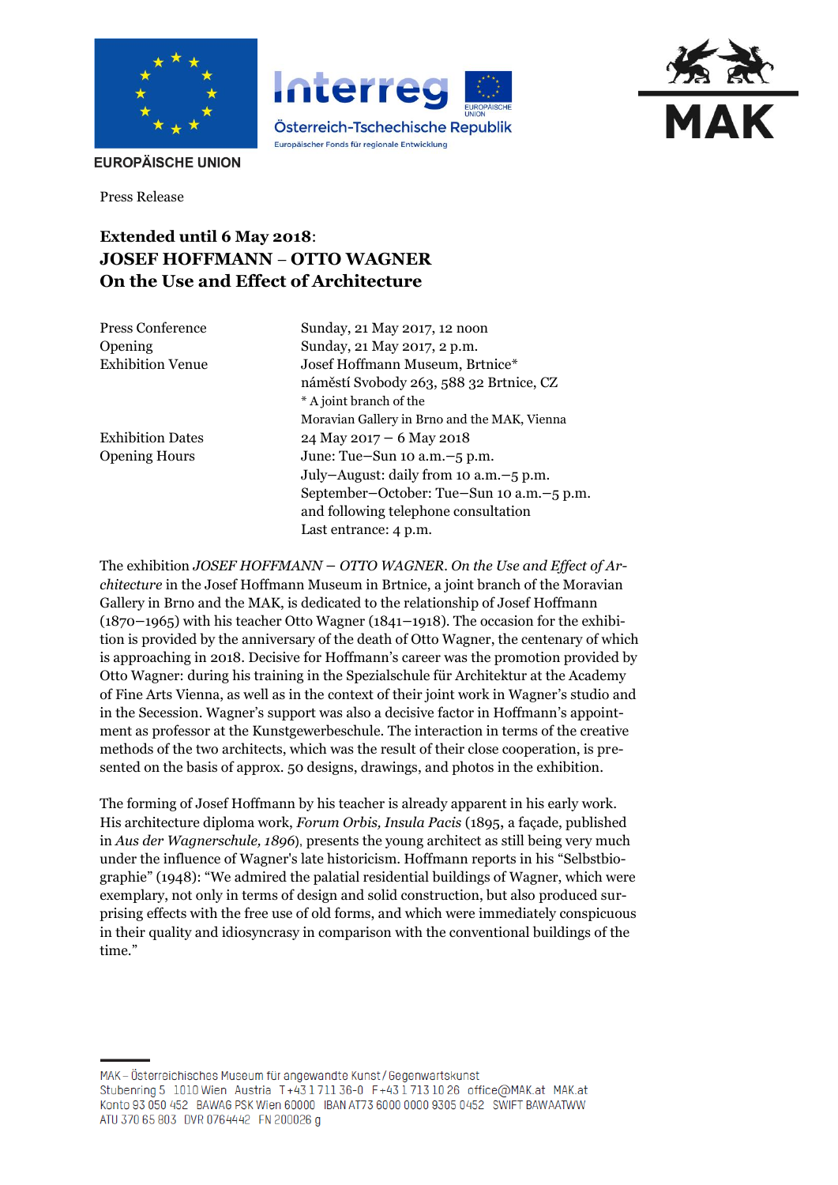EUROPÄISCHE UNION

Interreg
Österreich-Tschechische Republik
Europäischer Fonds für regionale Entwicklung

EUROPÄISCHE UNION

MAK

Press Release

## Extended until 6 May 2018:
## JOSEF HOFFMANN – OTTO WAGNER
## On the Use and Effect of Architecture

| | |
|---|---|
| Press Conference | Sunday, 21 May 2017, 12 noon |
| Opening | Sunday, 21 May 2017, 2 p.m. |
| Exhibition Venue | Josef Hoffmann Museum, Brtnice*<br>náměstí Svobody 263, 588 32 Brtnice, CZ<br>* A joint branch of the<br>Moravian Gallery in Brno and the MAK, Vienna |
| Exhibition Dates | 24 May 2017 – 6 May 2018 |
| Opening Hours | June: Tue–Sun 10 a.m.–5 p.m.<br>July–August: daily from 10 a.m.–5 p.m.<br>September–October: Tue–Sun 10 a.m.–5 p.m.<br>and following telephone consultation<br>Last entrance: 4 p.m. |

The exhibition *JOSEF HOFFMANN – OTTO WAGNER. On the Use and Effect of Architecture* in the Josef Hoffmann Museum in Brtnice, a joint branch of the Moravian Gallery in Brno and the MAK, is dedicated to the relationship of Josef Hoffmann (1870–1965) with his teacher Otto Wagner (1841–1918). The occasion for the exhibition is provided by the anniversary of the death of Otto Wagner, the centenary of which is approaching in 2018. Decisive for Hoffmann's career was the promotion provided by Otto Wagner: during his training in the Spezialschule für Architektur at the Academy of Fine Arts Vienna, as well as in the context of their joint work in Wagner's studio and in the Secession. Wagner's support was also a decisive factor in Hoffmann's appointment as professor at the Kunstgewerbeschule. The interaction in terms of the creative methods of the two architects, which was the result of their close cooperation, is presented on the basis of approx. 50 designs, drawings, and photos in the exhibition.

The forming of Josef Hoffmann by his teacher is already apparent in his early work. His architecture diploma work, *Forum Orbis, Insula Pacis* (1895, a façade, published in *Aus der Wagnerschule, 1896*), presents the young architect as still being very much under the influence of Wagner's late historicism. Hoffmann reports in his "Selbstbiographie" (1948): "We admired the palatial residential buildings of Wagner, which were exemplary, not only in terms of design and solid construction, but also produced surprising effects with the free use of old forms, and which were immediately conspicuous in their quality and idiosyncrasy in comparison with the conventional buildings of the time."

MAK – Österreichisches Museum für angewandte Kunst / Gegenwartskunst
Stubenring 5 1010 Wien Austria T +43 1 711 36-0 F +43 1 713 10 26 office@MAK.at MAK.at
Konto 93 050 452 BAWAG PSK Wien 60000 IBAN AT73 6000 0000 9305 0452 SWIFT BAWAATWW
ATU 370 65 803 DVR 0764442 FN 200026 g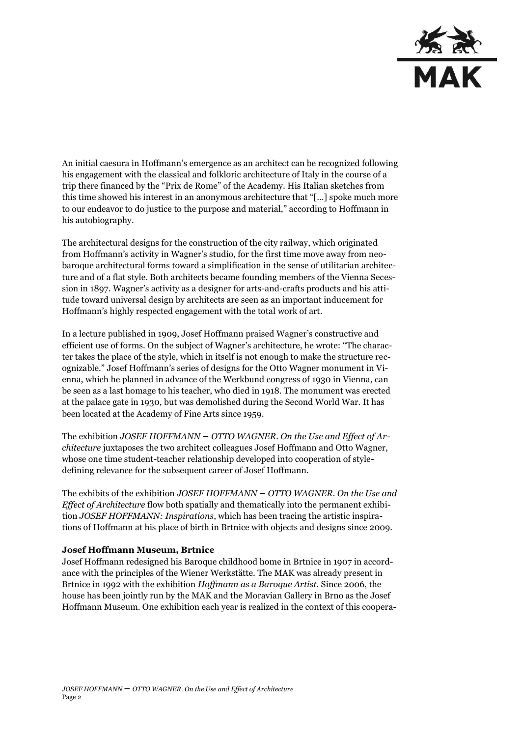An initial caesura in Hoffmann's emergence as an architect can be recognized following his engagement with the classical and folkloric architecture of Italy in the course of a trip there financed by the "Prix de Rome" of the Academy. His Italian sketches from this time showed his interest in an anonymous architecture that "[…] spoke much more to our endeavor to do justice to the purpose and material," according to Hoffmann in his autobiography.

The architectural designs for the construction of the city railway, which originated from Hoffmann's activity in Wagner's studio, for the first time move away from neo-baroque architectural forms toward a simplification in the sense of utilitarian architecture and of a flat style. Both architects became founding members of the Vienna Secession in 1897. Wagner's activity as a designer for arts-and-crafts products and his attitude toward universal design by architects are seen as an important inducement for Hoffmann's highly respected engagement with the total work of art.

In a lecture published in 1909, Josef Hoffmann praised Wagner's constructive and efficient use of forms. On the subject of Wagner's architecture, he wrote: "The character takes the place of the style, which in itself is not enough to make the structure recognizable." Josef Hoffmann's series of designs for the Otto Wagner monument in Vienna, which he planned in advance of the Werkbund congress of 1930 in Vienna, can be seen as a last homage to his teacher, who died in 1918. The monument was erected at the palace gate in 1930, but was demolished during the Second World War. It has been located at the Academy of Fine Arts since 1959.

The exhibition *JOSEF HOFFMANN – OTTO WAGNER. On the Use and Effect of Architecture* juxtaposes the two architect colleagues Josef Hoffmann and Otto Wagner, whose one time student-teacher relationship developed into cooperation of style-defining relevance for the subsequent career of Josef Hoffmann.

The exhibits of the exhibition *JOSEF HOFFMANN – OTTO WAGNER. On the Use and Effect of Architecture* flow both spatially and thematically into the permanent exhibition *JOSEF HOFFMANN: Inspirations*, which has been tracing the artistic inspirations of Hoffmann at his place of birth in Brtnice with objects and designs since 2009.

**Josef Hoffmann Museum, Brtnice**

Josef Hoffmann redesigned his Baroque childhood home in Brtnice in 1907 in accordance with the principles of the Wiener Werkstätte. The MAK was already present in Brtnice in 1992 with the exhibition *Hoffmann as a Baroque Artist*. Since 2006, the house has been jointly run by the MAK and the Moravian Gallery in Brno as the Josef Hoffmann Museum. One exhibition each year is realized in the context of this coopera-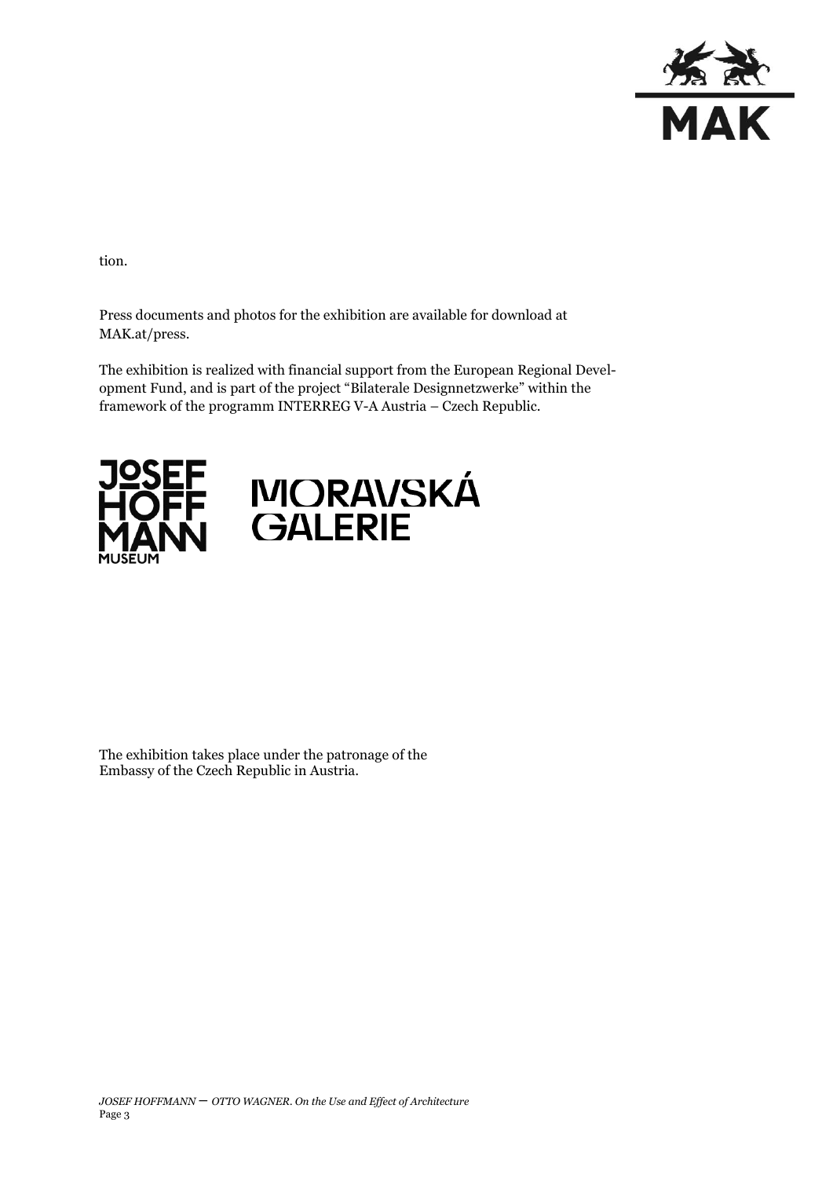tion.

Press documents and photos for the exhibition are available for download at MAK.at/press.

The exhibition is realized with financial support from the European Regional Development Fund, and is part of the project “Bilaterale Designnetzwerke” within the framework of the programm INTERREG V-A Austria – Czech Republic.

The exhibition takes place under the patronage of the Embassy of the Czech Republic in Austria.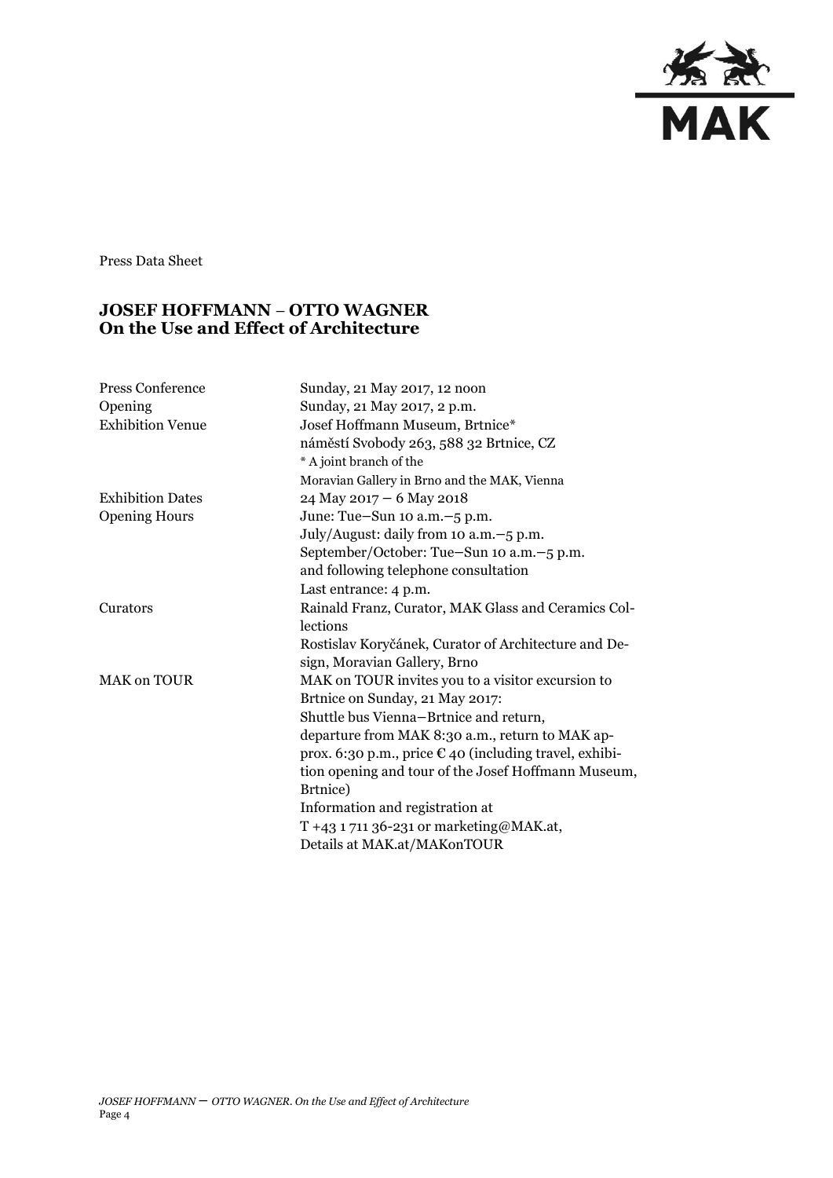Press Data Sheet

## JOSEF HOFFMANN – OTTO WAGNER
## On the Use and Effect of Architecture

| | |
|---|---|
| Press Conference | Sunday, 21 May 2017, 12 noon |
| Opening | Sunday, 21 May 2017, 2 p.m. |
| Exhibition Venue | Josef Hoffmann Museum, Brtnice*<br>náměstí Svobody 263, 588 32 Brtnice, CZ<br>* A joint branch of the Moravian Gallery in Brno and the MAK, Vienna |
| Exhibition Dates | 24 May 2017 – 6 May 2018 |
| Opening Hours | June: Tue–Sun 10 a.m.–5 p.m.<br>July/August: daily from 10 a.m.–5 p.m.<br>September/October: Tue–Sun 10 a.m.–5 p.m.<br>and following telephone consultation<br>Last entrance: 4 p.m. |
| Curators | Rainald Franz, Curator, MAK Glass and Ceramics Collections<br>Rostislav Koryčánek, Curator of Architecture and Design, Moravian Gallery, Brno |
| MAK on TOUR | MAK on TOUR invites you to a visitor excursion to Brtnice on Sunday, 21 May 2017:<br>Shuttle bus Vienna–Brtnice and return, departure from MAK 8:30 a.m., return to MAK approx. 6:30 p.m., price € 40 (including travel, exhibition opening and tour of the Josef Hoffmann Museum, Brtnice)<br>Information and registration at T +43 1 711 36-231 or marketing@MAK.at,<br>Details at MAK.at/MAKonTOUR |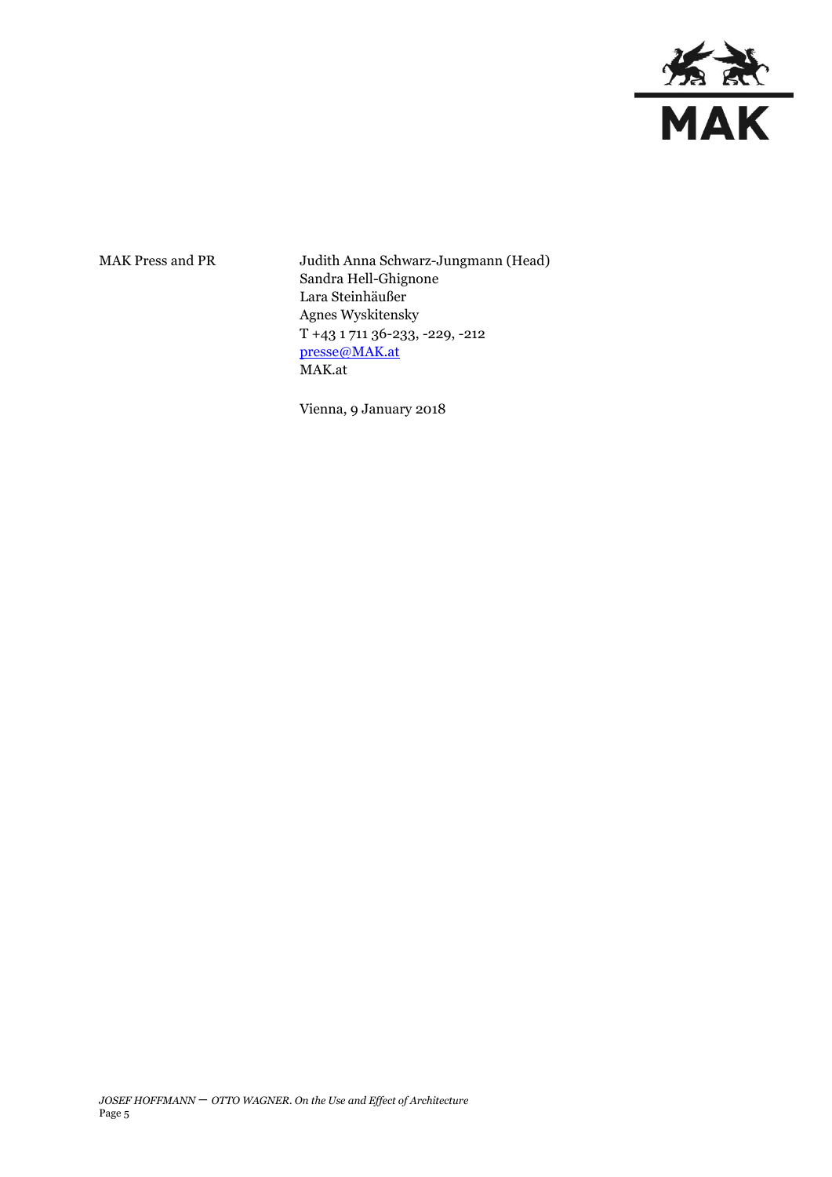MAK Press and PR

Judith Anna Schwarz-Jungmann (Head)
Sandra Hell-Ghignone
Lara Steinhäußer
Agnes Wyskitensky
T +43 1 711 36-233, -229, -212
presse@MAK.at
MAK.at

Vienna, 9 January 2018